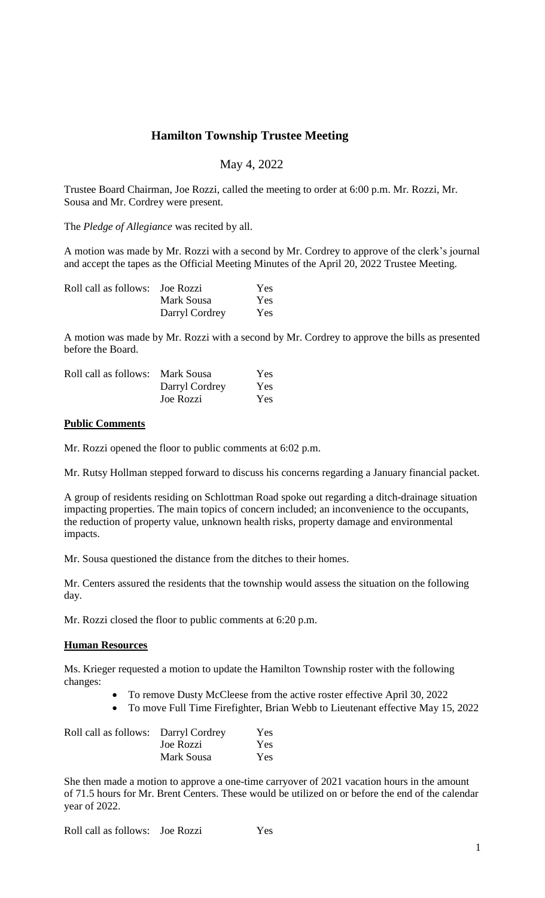# Hamilton Township Trustee Meeting

May 4, 2022

Trustee Board Chairman, Joe Rozzi, called the meeting to order at 6:00 p.m. Mr. Rozzi, Mr. Sousa and Mr. Cordrey were present.

The *Pledge of Allegiance* was recited by all.

A motion was made by Mr. Rozzi with a second by Mr. Cordrey to approve of the clerk's journal and accept the tapes as the Official Meeting Minutes of the April 20, 2022 Trustee Meeting.

| Roll call as follows: | Joe Rozzi | Yes |
|---|---|---|
| | Mark Sousa | Yes |
| | Darryl Cordrey | Yes |

A motion was made by Mr. Rozzi with a second by Mr. Cordrey to approve the bills as presented before the Board.

| Roll call as follows: | Mark Sousa | Yes |
|---|---|---|
| | Darryl Cordrey | Yes |
| | Joe Rozzi | Yes |

## Public Comments

Mr. Rozzi opened the floor to public comments at 6:02 p.m.

Mr. Rutsy Hollman stepped forward to discuss his concerns regarding a January financial packet.

A group of residents residing on Schlottman Road spoke out regarding a ditch-drainage situation impacting properties. The main topics of concern included; an inconvenience to the occupants, the reduction of property value, unknown health risks, property damage and environmental impacts.

Mr. Sousa questioned the distance from the ditches to their homes.

Mr. Centers assured the residents that the township would assess the situation on the following day.

Mr. Rozzi closed the floor to public comments at 6:20 p.m.

## Human Resources

Ms. Krieger requested a motion to update the Hamilton Township roster with the following changes:

- To remove Dusty McCleese from the active roster effective April 30, 2022
- To move Full Time Firefighter, Brian Webb to Lieutenant effective May 15, 2022

| Roll call as follows: | Darryl Cordrey | Yes |
|---|---|---|
| | Joe Rozzi | Yes |
| | Mark Sousa | Yes |

She then made a motion to approve a one-time carryover of 2021 vacation hours in the amount of 71.5 hours for Mr. Brent Centers. These would be utilized on or before the end of the calendar year of 2022.

Roll call as follows: Joe Rozzi Yes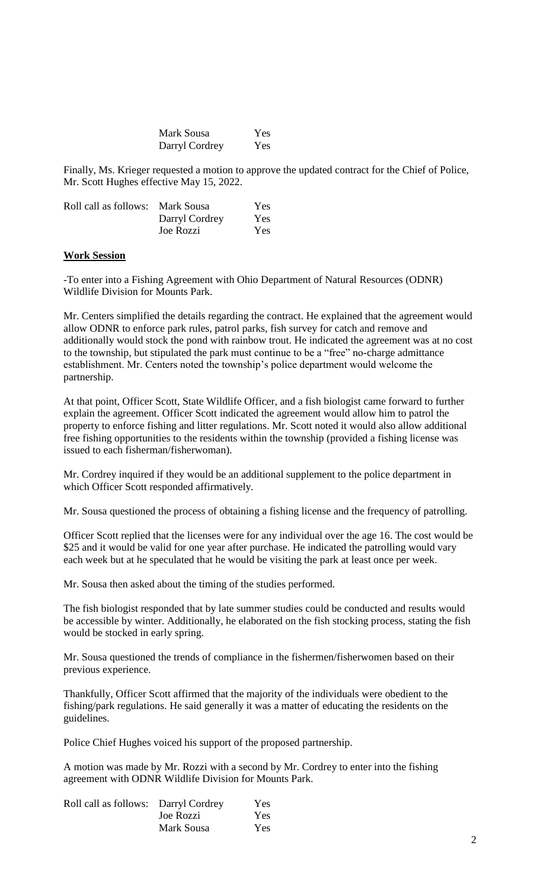| | |
|---|---|
| Mark Sousa | Yes |
| Darryl Cordrey | Yes |

Finally, Ms. Krieger requested a motion to approve the updated contract for the Chief of Police, Mr. Scott Hughes effective May 15, 2022.

| Roll call as follows: | | |
|---|---|---|
| | Mark Sousa | Yes |
| | Darryl Cordrey | Yes |
| | Joe Rozzi | Yes |

## **Work Session**

-To enter into a Fishing Agreement with Ohio Department of Natural Resources (ODNR) Wildlife Division for Mounts Park.

Mr. Centers simplified the details regarding the contract. He explained that the agreement would allow ODNR to enforce park rules, patrol parks, fish survey for catch and remove and additionally would stock the pond with rainbow trout. He indicated the agreement was at no cost to the township, but stipulated the park must continue to be a "free" no-charge admittance establishment. Mr. Centers noted the township's police department would welcome the partnership.

At that point, Officer Scott, State Wildlife Officer, and a fish biologist came forward to further explain the agreement. Officer Scott indicated the agreement would allow him to patrol the property to enforce fishing and litter regulations. Mr. Scott noted it would also allow additional free fishing opportunities to the residents within the township (provided a fishing license was issued to each fisherman/fisherwoman).

Mr. Cordrey inquired if they would be an additional supplement to the police department in which Officer Scott responded affirmatively.

Mr. Sousa questioned the process of obtaining a fishing license and the frequency of patrolling.

Officer Scott replied that the licenses were for any individual over the age 16. The cost would be $25 and it would be valid for one year after purchase. He indicated the patrolling would vary each week but at he speculated that he would be visiting the park at least once per week.

Mr. Sousa then asked about the timing of the studies performed.

The fish biologist responded that by late summer studies could be conducted and results would be accessible by winter. Additionally, he elaborated on the fish stocking process, stating the fish would be stocked in early spring.

Mr. Sousa questioned the trends of compliance in the fishermen/fisherwomen based on their previous experience.

Thankfully, Officer Scott affirmed that the majority of the individuals were obedient to the fishing/park regulations. He said generally it was a matter of educating the residents on the guidelines.

Police Chief Hughes voiced his support of the proposed partnership.

A motion was made by Mr. Rozzi with a second by Mr. Cordrey to enter into the fishing agreement with ODNR Wildlife Division for Mounts Park.

| Roll call as follows: | | |
|---|---|---|
| | Darryl Cordrey | Yes |
| | Joe Rozzi | Yes |
| | Mark Sousa | Yes |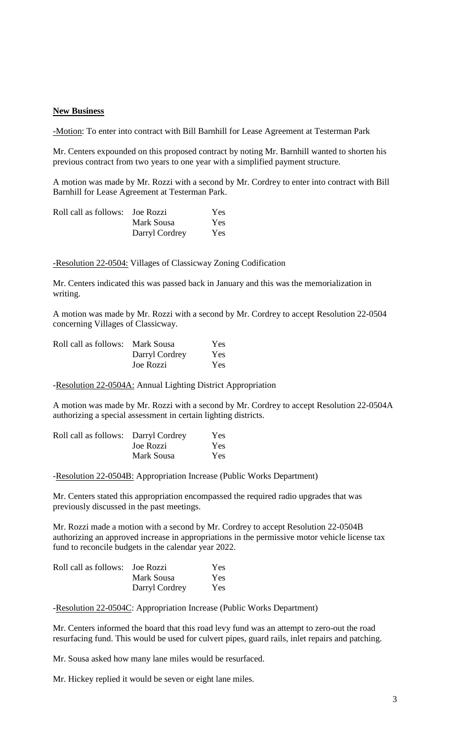**New Business**

-Motion: To enter into contract with Bill Barnhill for Lease Agreement at Testerman Park

Mr. Centers expounded on this proposed contract by noting Mr. Barnhill wanted to shorten his previous contract from two years to one year with a simplified payment structure.

A motion was made by Mr. Rozzi with a second by Mr. Cordrey to enter into contract with Bill Barnhill for Lease Agreement at Testerman Park.

| Roll call as follows: | Joe Rozzi | Yes |
|---|---|---|
| | Mark Sousa | Yes |
| | Darryl Cordrey | Yes |

-Resolution 22-0504: Villages of Classicway Zoning Codification

Mr. Centers indicated this was passed back in January and this was the memorialization in writing.

A motion was made by Mr. Rozzi with a second by Mr. Cordrey to accept Resolution 22-0504 concerning Villages of Classicway.

| Roll call as follows: | Mark Sousa | Yes |
|---|---|---|
| | Darryl Cordrey | Yes |
| | Joe Rozzi | Yes |

-Resolution 22-0504A: Annual Lighting District Appropriation

A motion was made by Mr. Rozzi with a second by Mr. Cordrey to accept Resolution 22-0504A authorizing a special assessment in certain lighting districts.

| Roll call as follows: | Darryl Cordrey | Yes |
|---|---|---|
| | Joe Rozzi | Yes |
| | Mark Sousa | Yes |

-Resolution 22-0504B: Appropriation Increase (Public Works Department)

Mr. Centers stated this appropriation encompassed the required radio upgrades that was previously discussed in the past meetings.

Mr. Rozzi made a motion with a second by Mr. Cordrey to accept Resolution 22-0504B authorizing an approved increase in appropriations in the permissive motor vehicle license tax fund to reconcile budgets in the calendar year 2022.

| Roll call as follows: | Joe Rozzi | Yes |
|---|---|---|
| | Mark Sousa | Yes |
| | Darryl Cordrey | Yes |

-Resolution 22-0504C: Appropriation Increase (Public Works Department)

Mr. Centers informed the board that this road levy fund was an attempt to zero-out the road resurfacing fund. This would be used for culvert pipes, guard rails, inlet repairs and patching.

Mr. Sousa asked how many lane miles would be resurfaced.

Mr. Hickey replied it would be seven or eight lane miles.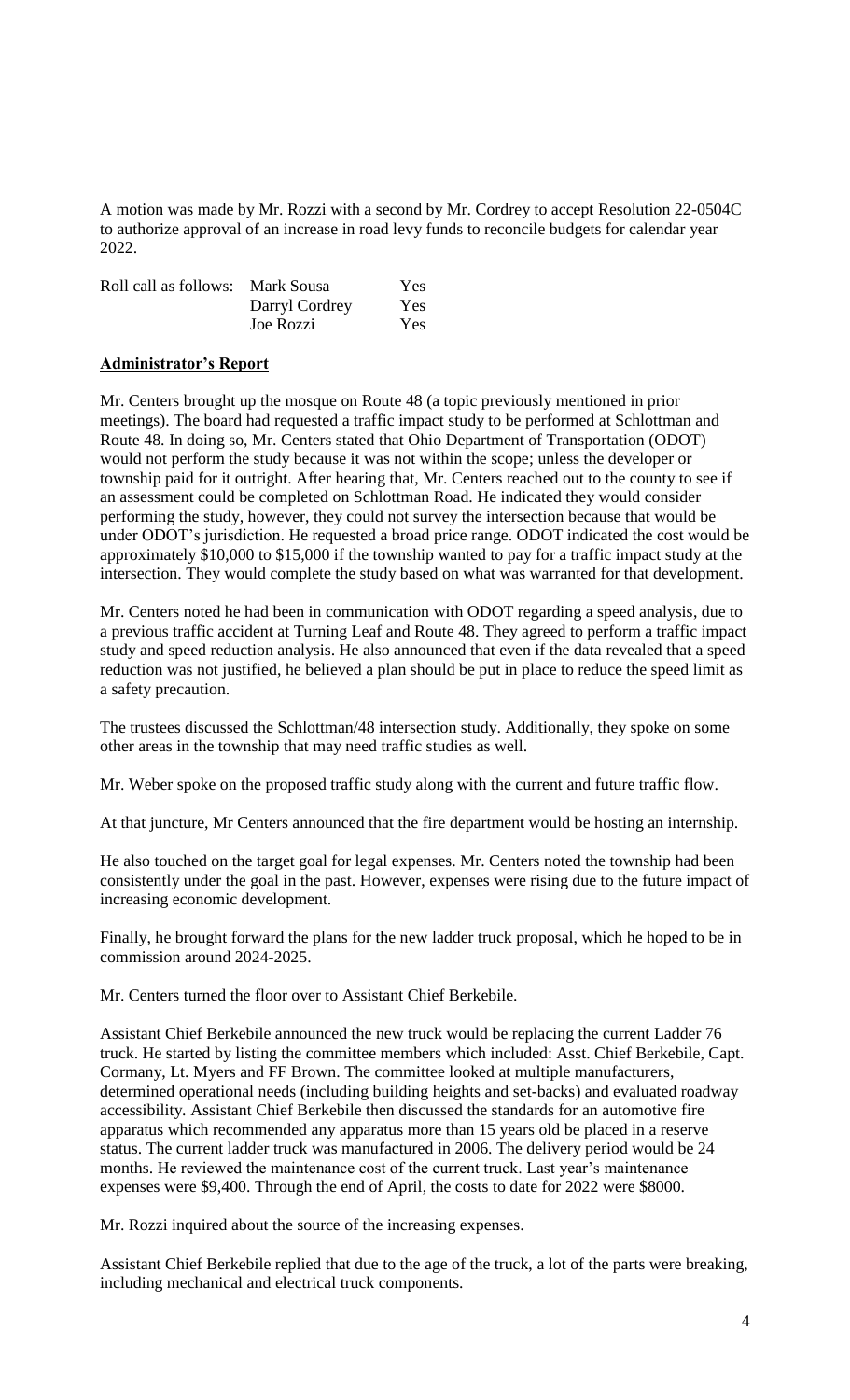A motion was made by Mr. Rozzi with a second by Mr. Cordrey to accept Resolution 22-0504C to authorize approval of an increase in road levy funds to reconcile budgets for calendar year 2022.

| Roll call as follows: | Mark Sousa | Yes |
| --- | --- | --- |
| | Darryl Cordrey | Yes |
| | Joe Rozzi | Yes |

**Administrator's Report**

Mr. Centers brought up the mosque on Route 48 (a topic previously mentioned in prior meetings). The board had requested a traffic impact study to be performed at Schlottman and Route 48. In doing so, Mr. Centers stated that Ohio Department of Transportation (ODOT) would not perform the study because it was not within the scope; unless the developer or township paid for it outright. After hearing that, Mr. Centers reached out to the county to see if an assessment could be completed on Schlottman Road. He indicated they would consider performing the study, however, they could not survey the intersection because that would be under ODOT's jurisdiction. He requested a broad price range. ODOT indicated the cost would be approximately $10,000 to $15,000 if the township wanted to pay for a traffic impact study at the intersection. They would complete the study based on what was warranted for that development.

Mr. Centers noted he had been in communication with ODOT regarding a speed analysis, due to a previous traffic accident at Turning Leaf and Route 48. They agreed to perform a traffic impact study and speed reduction analysis. He also announced that even if the data revealed that a speed reduction was not justified, he believed a plan should be put in place to reduce the speed limit as a safety precaution.

The trustees discussed the Schlottman/48 intersection study. Additionally, they spoke on some other areas in the township that may need traffic studies as well.

Mr. Weber spoke on the proposed traffic study along with the current and future traffic flow.

At that juncture, Mr Centers announced that the fire department would be hosting an internship.

He also touched on the target goal for legal expenses. Mr. Centers noted the township had been consistently under the goal in the past. However, expenses were rising due to the future impact of increasing economic development.

Finally, he brought forward the plans for the new ladder truck proposal, which he hoped to be in commission around 2024-2025.

Mr. Centers turned the floor over to Assistant Chief Berkebile.

Assistant Chief Berkebile announced the new truck would be replacing the current Ladder 76 truck. He started by listing the committee members which included: Asst. Chief Berkebile, Capt. Cormany, Lt. Myers and FF Brown. The committee looked at multiple manufacturers, determined operational needs (including building heights and set-backs) and evaluated roadway accessibility. Assistant Chief Berkebile then discussed the standards for an automotive fire apparatus which recommended any apparatus more than 15 years old be placed in a reserve status. The current ladder truck was manufactured in 2006. The delivery period would be 24 months. He reviewed the maintenance cost of the current truck. Last year's maintenance expenses were $9,400. Through the end of April, the costs to date for 2022 were $8000.

Mr. Rozzi inquired about the source of the increasing expenses.

Assistant Chief Berkebile replied that due to the age of the truck, a lot of the parts were breaking, including mechanical and electrical truck components.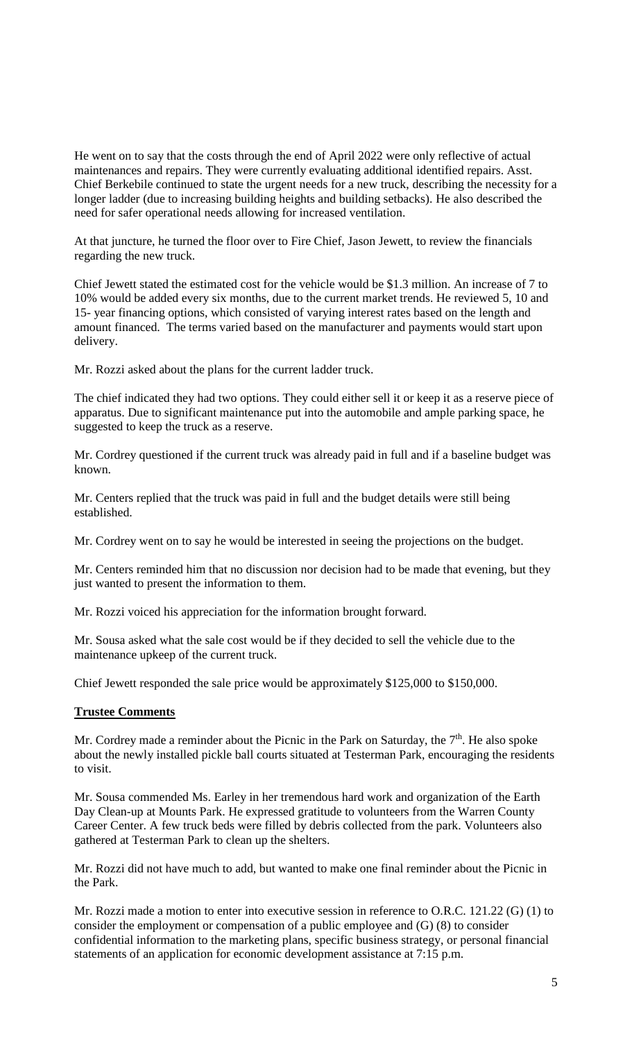He went on to say that the costs through the end of April 2022 were only reflective of actual maintenances and repairs. They were currently evaluating additional identified repairs. Asst. Chief Berkebile continued to state the urgent needs for a new truck, describing the necessity for a longer ladder (due to increasing building heights and building setbacks). He also described the need for safer operational needs allowing for increased ventilation.

At that juncture, he turned the floor over to Fire Chief, Jason Jewett, to review the financials regarding the new truck.

Chief Jewett stated the estimated cost for the vehicle would be $1.3 million. An increase of 7 to 10% would be added every six months, due to the current market trends. He reviewed 5, 10 and 15- year financing options, which consisted of varying interest rates based on the length and amount financed. The terms varied based on the manufacturer and payments would start upon delivery.

Mr. Rozzi asked about the plans for the current ladder truck.

The chief indicated they had two options. They could either sell it or keep it as a reserve piece of apparatus. Due to significant maintenance put into the automobile and ample parking space, he suggested to keep the truck as a reserve.

Mr. Cordrey questioned if the current truck was already paid in full and if a baseline budget was known.

Mr. Centers replied that the truck was paid in full and the budget details were still being established.

Mr. Cordrey went on to say he would be interested in seeing the projections on the budget.

Mr. Centers reminded him that no discussion nor decision had to be made that evening, but they just wanted to present the information to them.

Mr. Rozzi voiced his appreciation for the information brought forward.

Mr. Sousa asked what the sale cost would be if they decided to sell the vehicle due to the maintenance upkeep of the current truck.

Chief Jewett responded the sale price would be approximately $125,000 to $150,000.

**Trustee Comments**

Mr. Cordrey made a reminder about the Picnic in the Park on Saturday, the 7th. He also spoke about the newly installed pickle ball courts situated at Testerman Park, encouraging the residents to visit.

Mr. Sousa commended Ms. Earley in her tremendous hard work and organization of the Earth Day Clean-up at Mounts Park. He expressed gratitude to volunteers from the Warren County Career Center. A few truck beds were filled by debris collected from the park. Volunteers also gathered at Testerman Park to clean up the shelters.

Mr. Rozzi did not have much to add, but wanted to make one final reminder about the Picnic in the Park.

Mr. Rozzi made a motion to enter into executive session in reference to O.R.C. 121.22 (G) (1) to consider the employment or compensation of a public employee and (G) (8) to consider confidential information to the marketing plans, specific business strategy, or personal financial statements of an application for economic development assistance at 7:15 p.m.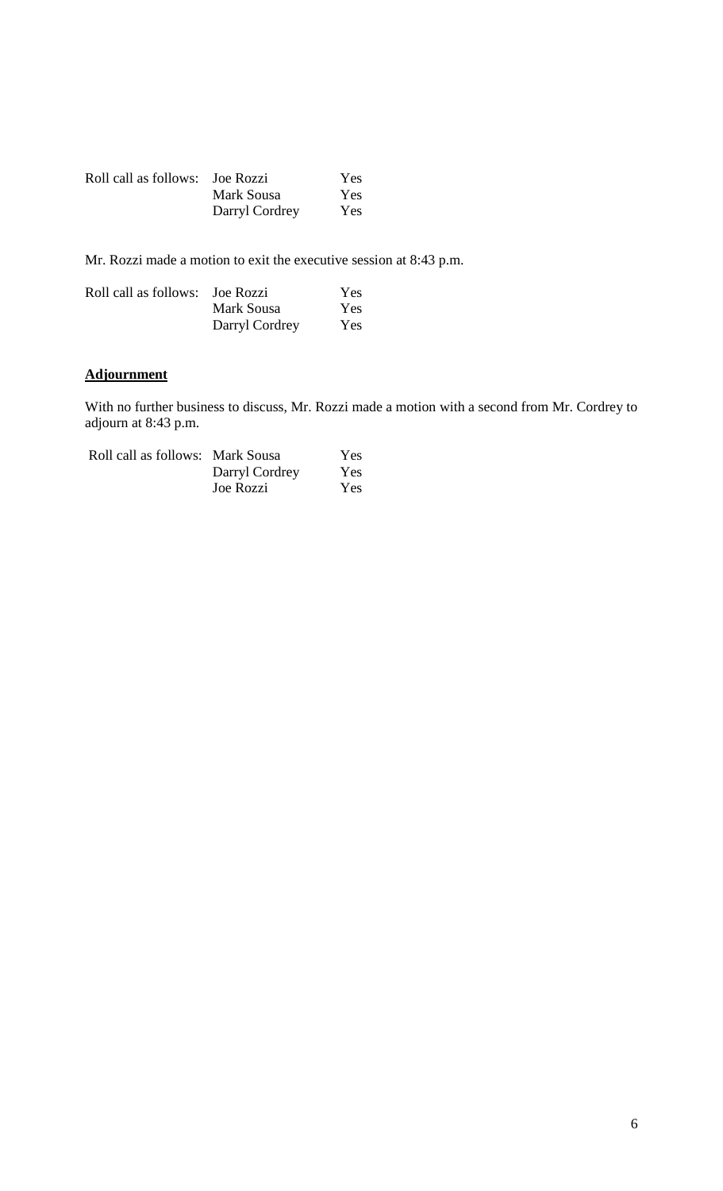| | | |
|---|---|---|
| Roll call as follows: | Joe Rozzi | Yes |
| | Mark Sousa | Yes |
| | Darryl Cordrey | Yes |

Mr. Rozzi made a motion to exit the executive session at 8:43 p.m.

| | | |
|---|---|---|
| Roll call as follows: | Joe Rozzi | Yes |
| | Mark Sousa | Yes |
| | Darryl Cordrey | Yes |

**Adjournment**

With no further business to discuss, Mr. Rozzi made a motion with a second from Mr. Cordrey to adjourn at 8:43 p.m.

| | | |
|---|---|---|
| Roll call as follows: | Mark Sousa | Yes |
| | Darryl Cordrey | Yes |
| | Joe Rozzi | Yes |